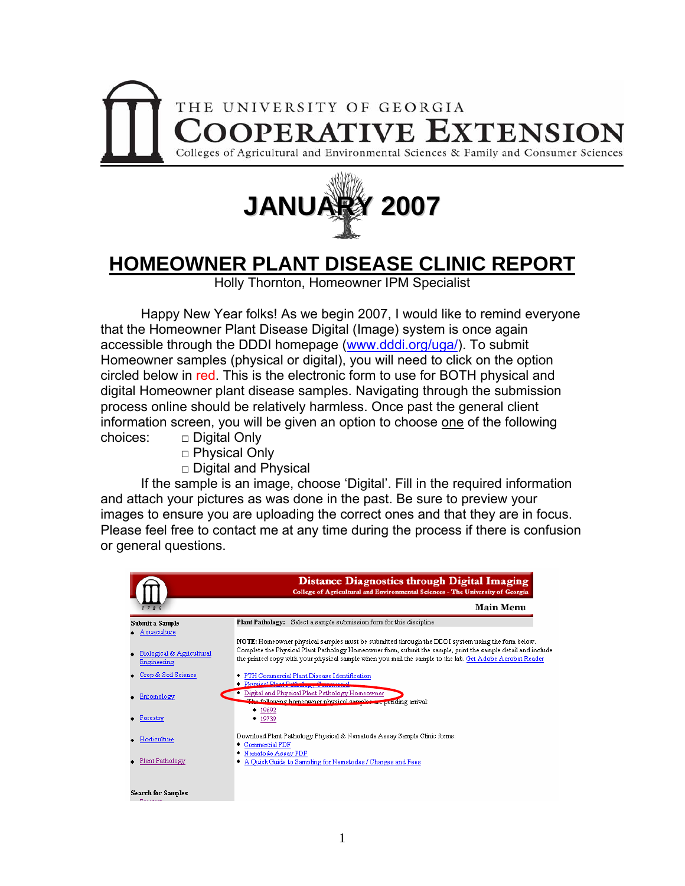THE UNIVERSITY OF GEORGIA

# COOPERATIVE EXTENSION

Colleges of Agricultural and Environmental Sciences & Family and Consumer Sciences

# JANUARY 2007

## HOMEOWNER PLANT DISEASE CLINIC REPORT

Holly Thornton, Homeowner IPM Specialist

Happy New Year folks! As we begin 2007, I would like to remind everyone that the Homeowner Plant Disease Digital (Image) system is once again accessible through the DDDI homepage (www.dddi.org/uga/). To submit Homeowner samples (physical or digital), you will need to click on the option circled below in red. This is the electronic form to use for BOTH physical and digital Homeowner plant disease samples. Navigating through the submission process online should be relatively harmless. Once past the general client information screen, you will be given an option to choose one of the following choices:

- □ Digital Only
- □ Physical Only
- □ Digital and Physical

If the sample is an image, choose 'Digital'. Fill in the required information and attach your pictures as was done in the past. Be sure to preview your images to ensure you are uploading the correct ones and that they are in focus. Please feel free to contact me at any time during the process if there is confusion or general questions.

**Distance Diagnostics through Digital Imaging**

College of Agricultural and Environmental Sciences - The University of Georgia

Main Menu

**Submit a Sample**

- Aquaculture
- Biological & Agricultural Engineering
- Crop & Soil Science
- Entomology
- Forestry
- Horticulture
- Plant Pathology

**Search for Samples**

**Plant Pathology:** Select a sample submission form for this discipline

**NOTE:** Homeowner physical samples must be submitted through the DDDI system using the form below. Complete the Physical Plant Pathology Homeowner form, submit the sample, print the sample detail and include the printed copy with your physical sample when you mail the sample to the lab. Get Adobe Acrobat Reader

- PTH Commercial Plant Disease Identification
- Physical Plant Pathology Commercial
- Digital and Physical Plant Pathology Homeowner

The following homeowner physical samples are pending arrival:

- 19692
- 19739

Download Plant Pathology Physical & Nematode Assay Sample Clinic forms:

- Commercial PDF
- Nematode Assay PDF
- A Quick Guide to Sampling for Nematodes / Charges and Fees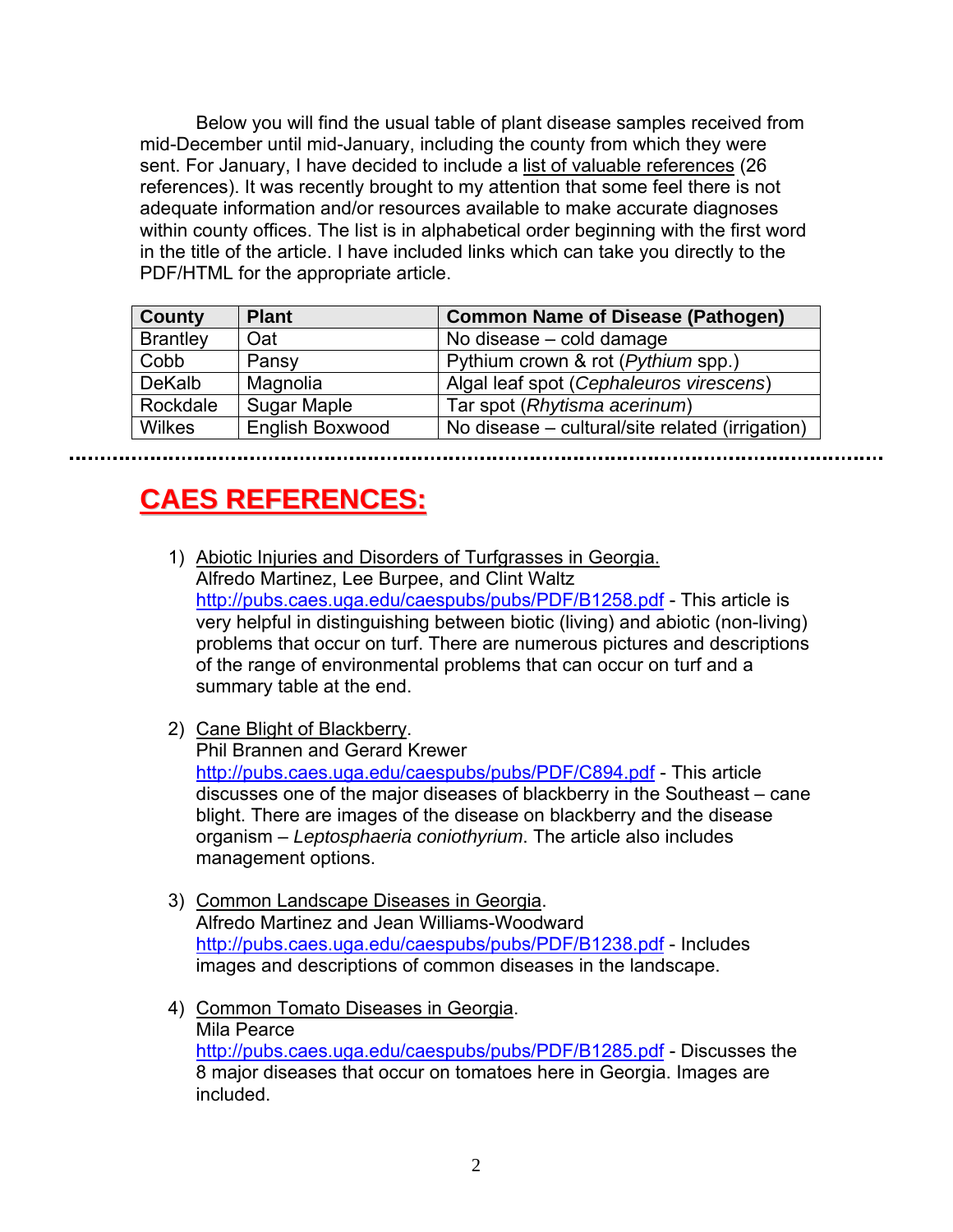Below you will find the usual table of plant disease samples received from mid-December until mid-January, including the county from which they were sent. For January, I have decided to include a list of valuable references (26 references). It was recently brought to my attention that some feel there is not adequate information and/or resources available to make accurate diagnoses within county offices. The list is in alphabetical order beginning with the first word in the title of the article. I have included links which can take you directly to the PDF/HTML for the appropriate article.

| County | Plant | Common Name of Disease (Pathogen) |
|---|---|---|
| Brantley | Oat | No disease – cold damage |
| Cobb | Pansy | Pythium crown & rot (*Pythium* spp.) |
| DeKalb | Magnolia | Algal leaf spot (*Cephaleuros virescens*) |
| Rockdale | Sugar Maple | Tar spot (*Rhytisma acerinum*) |
| Wilkes | English Boxwood | No disease – cultural/site related (irrigation) |

---

# CAES REFERENCES:

1) Abiotic Injuries and Disorders of Turfgrasses in Georgia.
   Alfredo Martinez, Lee Burpee, and Clint Waltz
   http://pubs.caes.uga.edu/caespubs/pubs/PDF/B1258.pdf - This article is very helpful in distinguishing between biotic (living) and abiotic (non-living) problems that occur on turf. There are numerous pictures and descriptions of the range of environmental problems that can occur on turf and a summary table at the end.

2) Cane Blight of Blackberry.
   Phil Brannen and Gerard Krewer
   http://pubs.caes.uga.edu/caespubs/pubs/PDF/C894.pdf - This article discusses one of the major diseases of blackberry in the Southeast – cane blight. There are images of the disease on blackberry and the disease organism – *Leptosphaeria coniothyrium*. The article also includes management options.

3) Common Landscape Diseases in Georgia.
   Alfredo Martinez and Jean Williams-Woodward
   http://pubs.caes.uga.edu/caespubs/pubs/PDF/B1238.pdf - Includes images and descriptions of common diseases in the landscape.

4) Common Tomato Diseases in Georgia.
   Mila Pearce
   http://pubs.caes.uga.edu/caespubs/pubs/PDF/B1285.pdf - Discusses the 8 major diseases that occur on tomatoes here in Georgia. Images are included.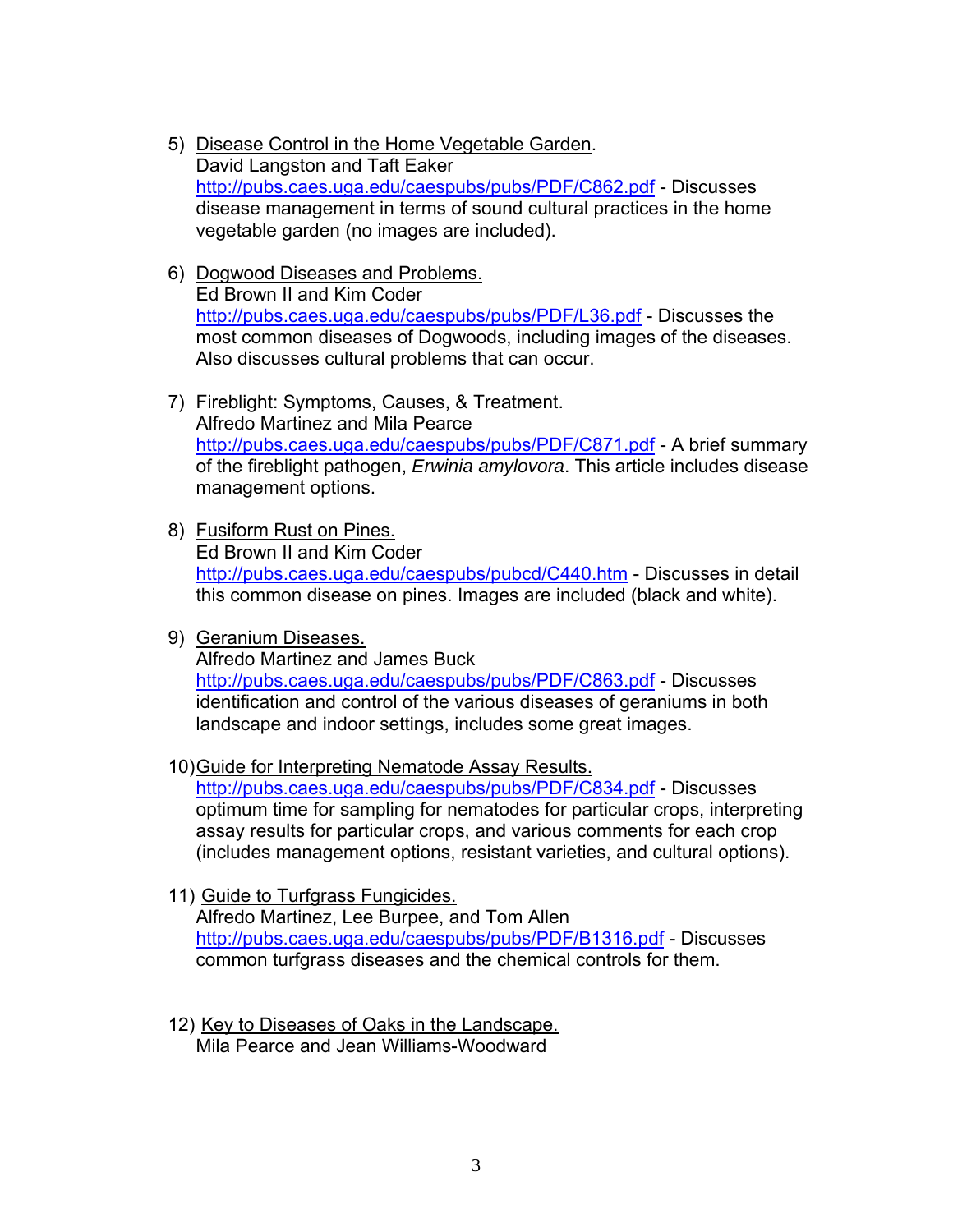5) <u>Disease Control in the Home Vegetable Garden</u>.
   David Langston and Taft Eaker
   http://pubs.caes.uga.edu/caespubs/pubs/PDF/C862.pdf - Discusses disease management in terms of sound cultural practices in the home vegetable garden (no images are included).

6) <u>Dogwood Diseases and Problems.</u>
   Ed Brown II and Kim Coder
   http://pubs.caes.uga.edu/caespubs/pubs/PDF/L36.pdf - Discusses the most common diseases of Dogwoods, including images of the diseases. Also discusses cultural problems that can occur.

7) <u>Fireblight: Symptoms, Causes, & Treatment.</u>
   Alfredo Martinez and Mila Pearce
   http://pubs.caes.uga.edu/caespubs/pubs/PDF/C871.pdf - A brief summary of the fireblight pathogen, *Erwinia amylovora*. This article includes disease management options.

8) <u>Fusiform Rust on Pines.</u>
   Ed Brown II and Kim Coder
   http://pubs.caes.uga.edu/caespubs/pubcd/C440.htm - Discusses in detail this common disease on pines. Images are included (black and white).

9) <u>Geranium Diseases.</u>
   Alfredo Martinez and James Buck
   http://pubs.caes.uga.edu/caespubs/pubs/PDF/C863.pdf - Discusses identification and control of the various diseases of geraniums in both landscape and indoor settings, includes some great images.

10) <u>Guide for Interpreting Nematode Assay Results.</u>
    http://pubs.caes.uga.edu/caespubs/pubs/PDF/C834.pdf - Discusses optimum time for sampling for nematodes for particular crops, interpreting assay results for particular crops, and various comments for each crop (includes management options, resistant varieties, and cultural options).

11) <u>Guide to Turfgrass Fungicides.</u>
    Alfredo Martinez, Lee Burpee, and Tom Allen
    http://pubs.caes.uga.edu/caespubs/pubs/PDF/B1316.pdf - Discusses common turfgrass diseases and the chemical controls for them.

12) <u>Key to Diseases of Oaks in the Landscape.</u>
    Mila Pearce and Jean Williams-Woodward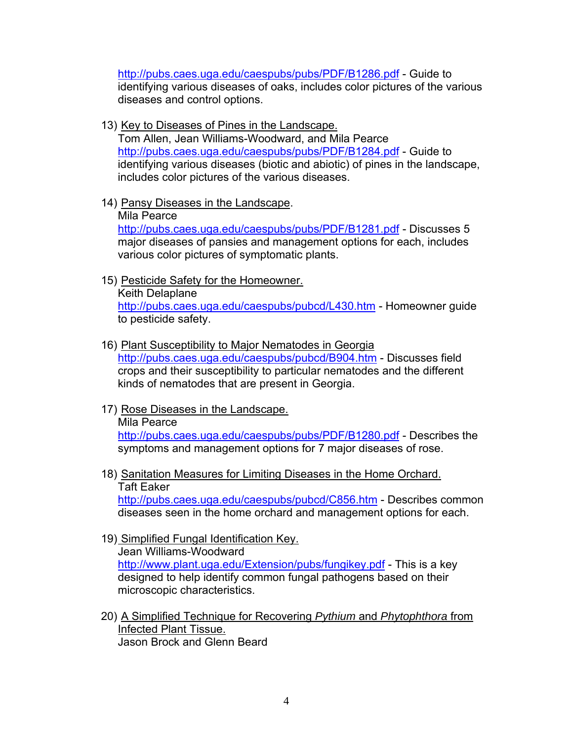http://pubs.caes.uga.edu/caespubs/pubs/PDF/B1286.pdf - Guide to identifying various diseases of oaks, includes color pictures of the various diseases and control options.

13) Key to Diseases of Pines in the Landscape.
    Tom Allen, Jean Williams-Woodward, and Mila Pearce
    http://pubs.caes.uga.edu/caespubs/pubs/PDF/B1284.pdf - Guide to identifying various diseases (biotic and abiotic) of pines in the landscape, includes color pictures of the various diseases.

14) Pansy Diseases in the Landscape.
    Mila Pearce
    http://pubs.caes.uga.edu/caespubs/pubs/PDF/B1281.pdf - Discusses 5 major diseases of pansies and management options for each, includes various color pictures of symptomatic plants.

15) Pesticide Safety for the Homeowner.
    Keith Delaplane
    http://pubs.caes.uga.edu/caespubs/pubcd/L430.htm - Homeowner guide to pesticide safety.

16) Plant Susceptibility to Major Nematodes in Georgia
    http://pubs.caes.uga.edu/caespubs/pubcd/B904.htm - Discusses field crops and their susceptibility to particular nematodes and the different kinds of nematodes that are present in Georgia.

17) Rose Diseases in the Landscape.
    Mila Pearce
    http://pubs.caes.uga.edu/caespubs/pubs/PDF/B1280.pdf - Describes the symptoms and management options for 7 major diseases of rose.

18) Sanitation Measures for Limiting Diseases in the Home Orchard.
    Taft Eaker
    http://pubs.caes.uga.edu/caespubs/pubcd/C856.htm - Describes common diseases seen in the home orchard and management options for each.

19) Simplified Fungal Identification Key.
    Jean Williams-Woodward
    http://www.plant.uga.edu/Extension/pubs/fungikey.pdf - This is a key designed to help identify common fungal pathogens based on their microscopic characteristics.

20) A Simplified Technique for Recovering *Pythium* and *Phytophthora* from Infected Plant Tissue.
    Jason Brock and Glenn Beard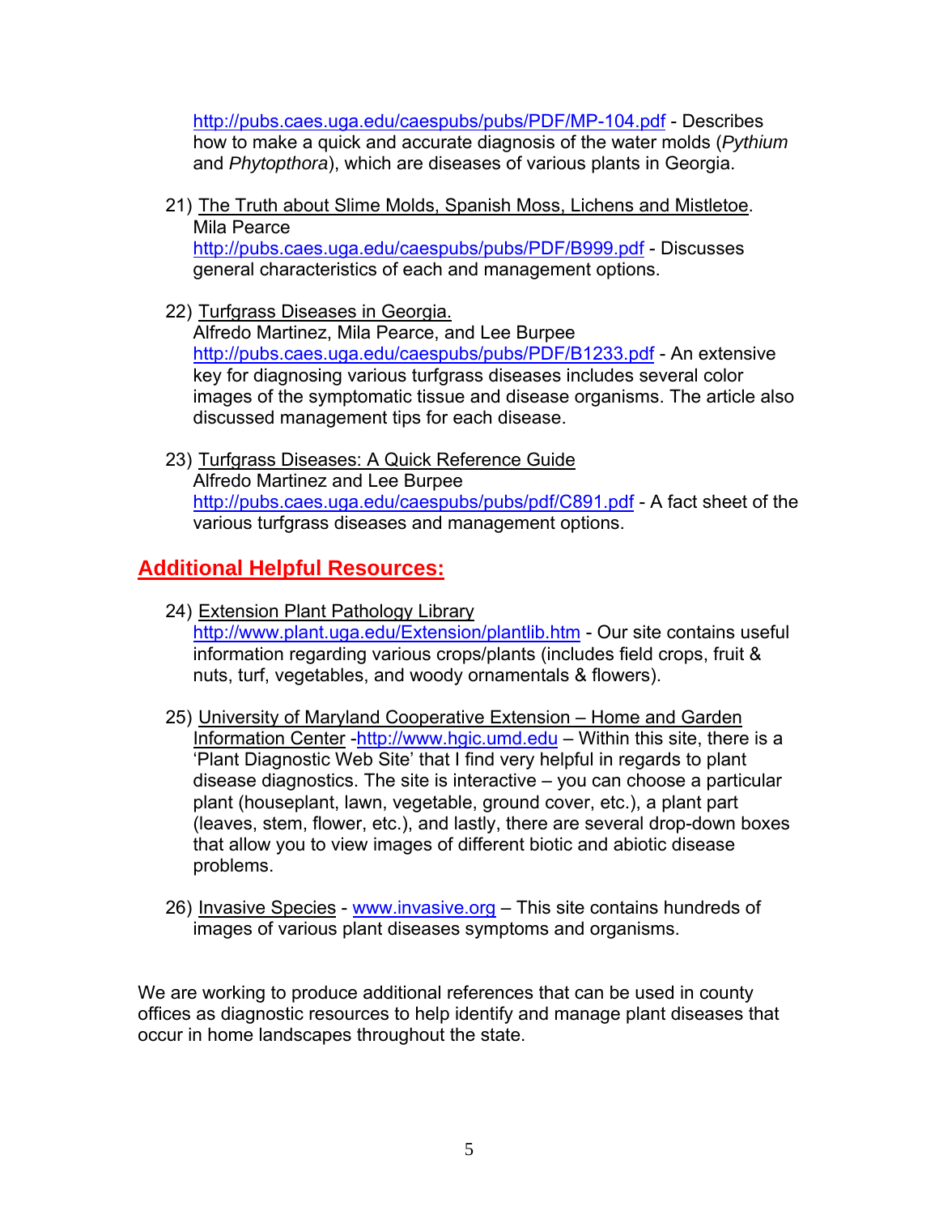http://pubs.caes.uga.edu/caespubs/pubs/PDF/MP-104.pdf - Describes how to make a quick and accurate diagnosis of the water molds (*Pythium* and *Phytopthora*), which are diseases of various plants in Georgia.

21) The Truth about Slime Molds, Spanish Moss, Lichens and Mistletoe.
Mila Pearce
http://pubs.caes.uga.edu/caespubs/pubs/PDF/B999.pdf - Discusses general characteristics of each and management options.

22) Turfgrass Diseases in Georgia.
Alfredo Martinez, Mila Pearce, and Lee Burpee
http://pubs.caes.uga.edu/caespubs/pubs/PDF/B1233.pdf - An extensive key for diagnosing various turfgrass diseases includes several color images of the symptomatic tissue and disease organisms. The article also discussed management tips for each disease.

23) Turfgrass Diseases: A Quick Reference Guide
Alfredo Martinez and Lee Burpee
http://pubs.caes.uga.edu/caespubs/pubs/pdf/C891.pdf - A fact sheet of the various turfgrass diseases and management options.

## Additional Helpful Resources:

24) Extension Plant Pathology Library
http://www.plant.uga.edu/Extension/plantlib.htm - Our site contains useful information regarding various crops/plants (includes field crops, fruit & nuts, turf, vegetables, and woody ornamentals & flowers).

25) University of Maryland Cooperative Extension – Home and Garden Information Center -http://www.hgic.umd.edu – Within this site, there is a 'Plant Diagnostic Web Site' that I find very helpful in regards to plant disease diagnostics. The site is interactive – you can choose a particular plant (houseplant, lawn, vegetable, ground cover, etc.), a plant part (leaves, stem, flower, etc.), and lastly, there are several drop-down boxes that allow you to view images of different biotic and abiotic disease problems.

26) Invasive Species - www.invasive.org – This site contains hundreds of images of various plant diseases symptoms and organisms.

We are working to produce additional references that can be used in county offices as diagnostic resources to help identify and manage plant diseases that occur in home landscapes throughout the state.